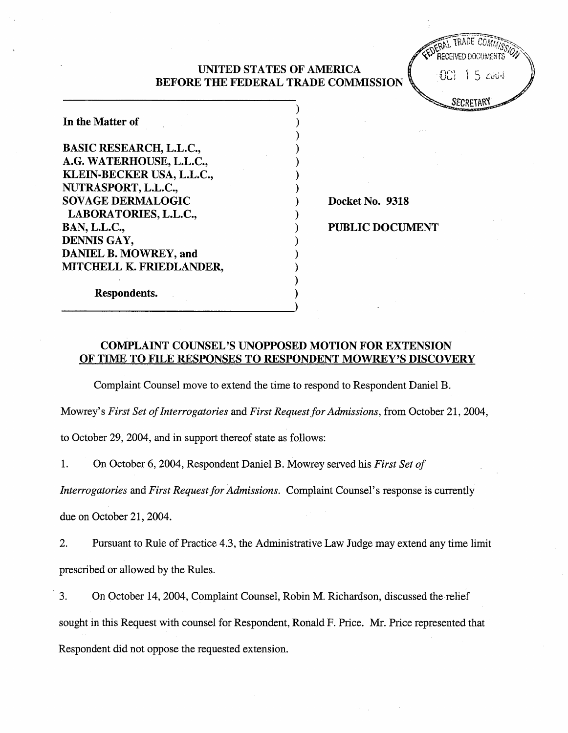UNITED STATES OF AMERICA
BEFORE THE FEDERAL TRADE COMMISSION

FEDERAL TRADE COMMISSION
RECEIVED DOCUMENTS
OCT 15 2004
SECRETARY

| | |
|---|---|
| **In the Matter of** | |
| **BASIC RESEARCH, L.L.C.,** | |
| **A.G. WATERHOUSE, L.L.C.,** | |
| **KLEIN-BECKER USA, L.L.C.,** | |
| **NUTRASPORT, L.L.C.,** | |
| **SOVAGE DERMALOGIC LABORATORIES, L.L.C.,** | **Docket No. 9318** |
| **BAN, L.L.C.,** | **PUBLIC DOCUMENT** |
| **DENNIS GAY,** | |
| **DANIEL B. MOWREY, and** | |
| **MITCHELL K. FRIEDLANDER,** | |
| **Respondents.** | |

## COMPLAINT COUNSEL'S UNOPPOSED MOTION FOR EXTENSION OF TIME TO FILE RESPONSES TO RESPONDENT MOWREY'S DISCOVERY

Complaint Counsel move to extend the time to respond to Respondent Daniel B. Mowrey's *First Set of Interrogatories* and *First Request for Admissions*, from October 21, 2004, to October 29, 2004, and in support thereof state as follows:

1. On October 6, 2004, Respondent Daniel B. Mowrey served his *First Set of Interrogatories* and *First Request for Admissions*. Complaint Counsel's response is currently due on October 21, 2004.

2. Pursuant to Rule of Practice 4.3, the Administrative Law Judge may extend any time limit prescribed or allowed by the Rules.

3. On October 14, 2004, Complaint Counsel, Robin M. Richardson, discussed the relief sought in this Request with counsel for Respondent, Ronald F. Price. Mr. Price represented that Respondent did not oppose the requested extension.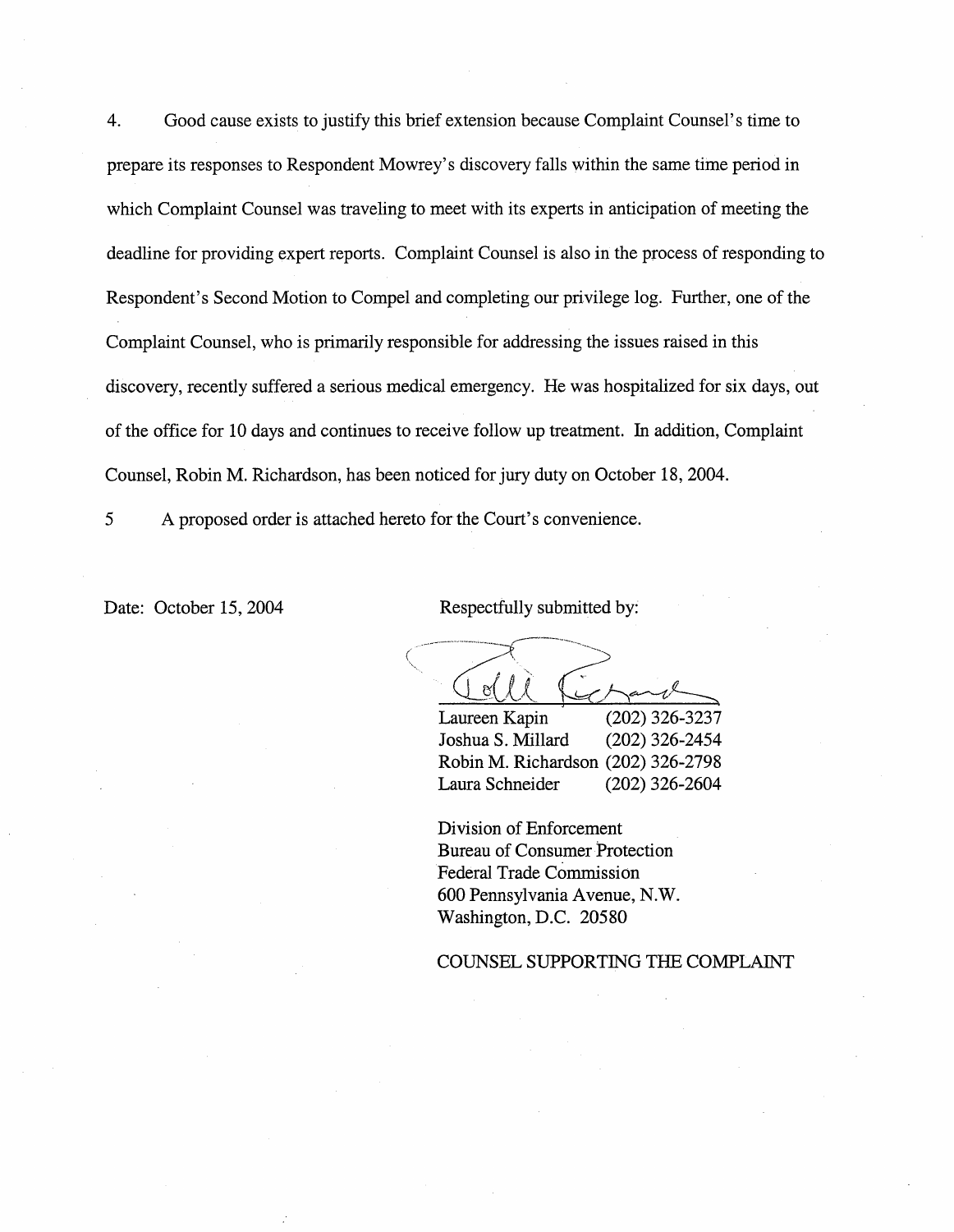4. Good cause exists to justify this brief extension because Complaint Counsel's time to prepare its responses to Respondent Mowrey's discovery falls within the same time period in which Complaint Counsel was traveling to meet with its experts in anticipation of meeting the deadline for providing expert reports. Complaint Counsel is also in the process of responding to Respondent's Second Motion to Compel and completing our privilege log. Further, one of the Complaint Counsel, who is primarily responsible for addressing the issues raised in this discovery, recently suffered a serious medical emergency. He was hospitalized for six days, out of the office for 10 days and continues to receive follow up treatment. In addition, Complaint Counsel, Robin M. Richardson, has been noticed for jury duty on October 18, 2004.

5 A proposed order is attached hereto for the Court's convenience.

Date: October 15, 2004

Respectfully submitted by:

| | |
|---|---|
| Laureen Kapin | (202) 326-3237 |
| Joshua S. Millard | (202) 326-2454 |
| Robin M. Richardson | (202) 326-2798 |
| Laura Schneider | (202) 326-2604 |

Division of Enforcement
Bureau of Consumer Protection
Federal Trade Commission
600 Pennsylvania Avenue, N.W.
Washington, D.C. 20580

COUNSEL SUPPORTING THE COMPLAINT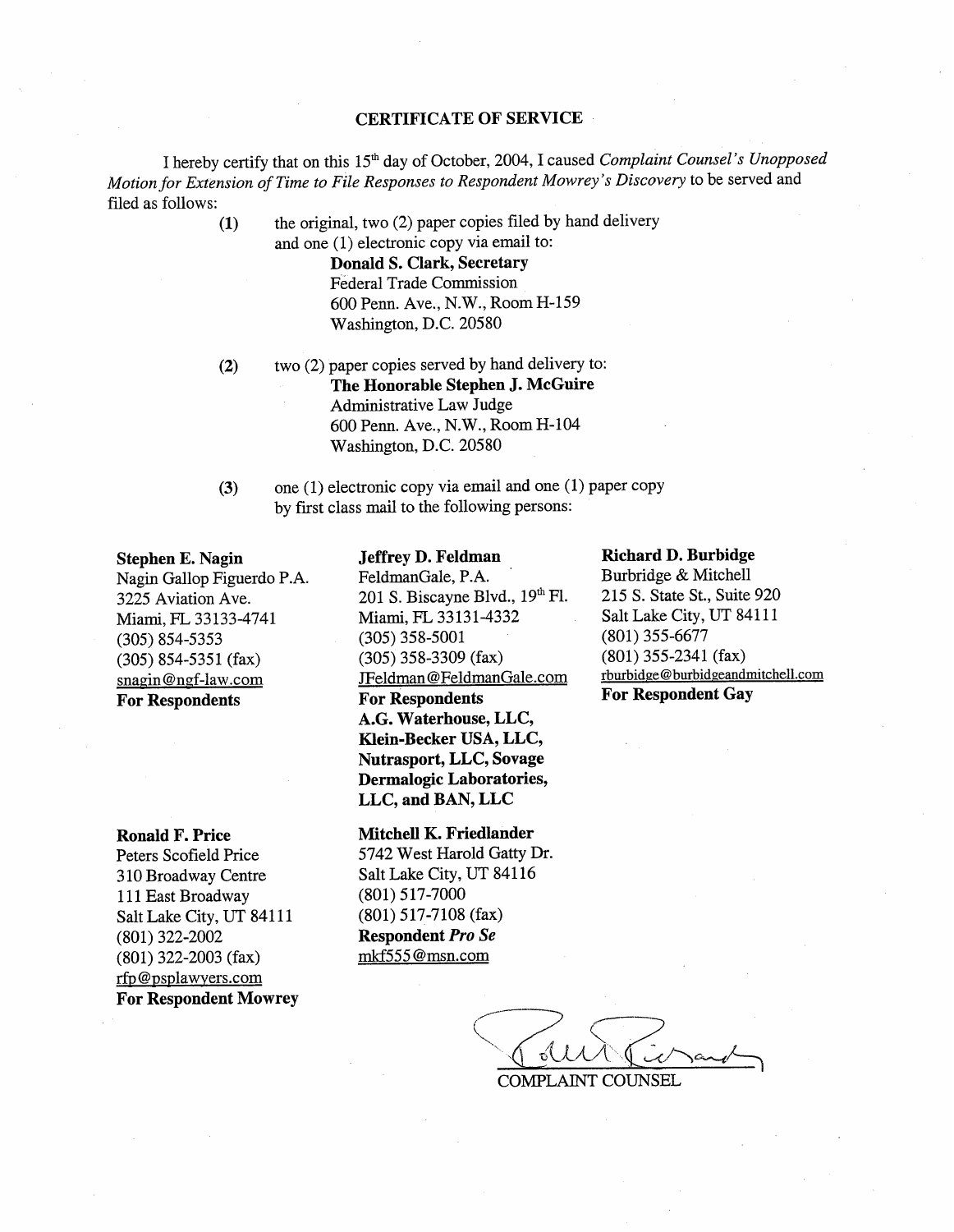## CERTIFICATE OF SERVICE

I hereby certify that on this 15th day of October, 2004, I caused *Complaint Counsel's Unopposed Motion for Extension of Time to File Responses to Respondent Mowrey's Discovery* to be served and filed as follows:

**(1)** the original, two (2) paper copies filed by hand delivery and one (1) electronic copy via email to:

**Donald S. Clark, Secretary**
Federal Trade Commission
600 Penn. Ave., N.W., Room H-159
Washington, D.C. 20580

**(2)** two (2) paper copies served by hand delivery to:

**The Honorable Stephen J. McGuire**
Administrative Law Judge
600 Penn. Ave., N.W., Room H-104
Washington, D.C. 20580

**(3)** one (1) electronic copy via email and one (1) paper copy by first class mail to the following persons:

**Stephen E. Nagin**
Nagin Gallop Figuerdo P.A.
3225 Aviation Ave.
Miami, FL 33133-4741
(305) 854-5353
(305) 854-5351 (fax)
snagin@ngf-law.com
**For Respondents**

**Jeffrey D. Feldman**
FeldmanGale, P.A.
201 S. Biscayne Blvd., 19th Fl.
Miami, FL 33131-4332
(305) 358-5001
(305) 358-3309 (fax)
JFeldman@FeldmanGale.com
**For Respondents A.G. Waterhouse, LLC, Klein-Becker USA, LLC, Nutrasport, LLC, Sovage Dermalogic Laboratories, LLC, and BAN, LLC**

**Richard D. Burbidge**
Burbridge & Mitchell
215 S. State St., Suite 920
Salt Lake City, UT 84111
(801) 355-6677
(801) 355-2341 (fax)
rburbidge@burbidgeandmitchell.com
**For Respondent Gay**

**Ronald F. Price**
Peters Scofield Price
310 Broadway Centre
111 East Broadway
Salt Lake City, UT 84111
(801) 322-2002
(801) 322-2003 (fax)
rfp@psplawyers.com
**For Respondent Mowrey**

**Mitchell K. Friedlander**
5742 West Harold Gatty Dr.
Salt Lake City, UT 84116
(801) 517-7000
(801) 517-7108 (fax)
**Respondent *Pro Se***
mkf555@msn.com

COMPLAINT COUNSEL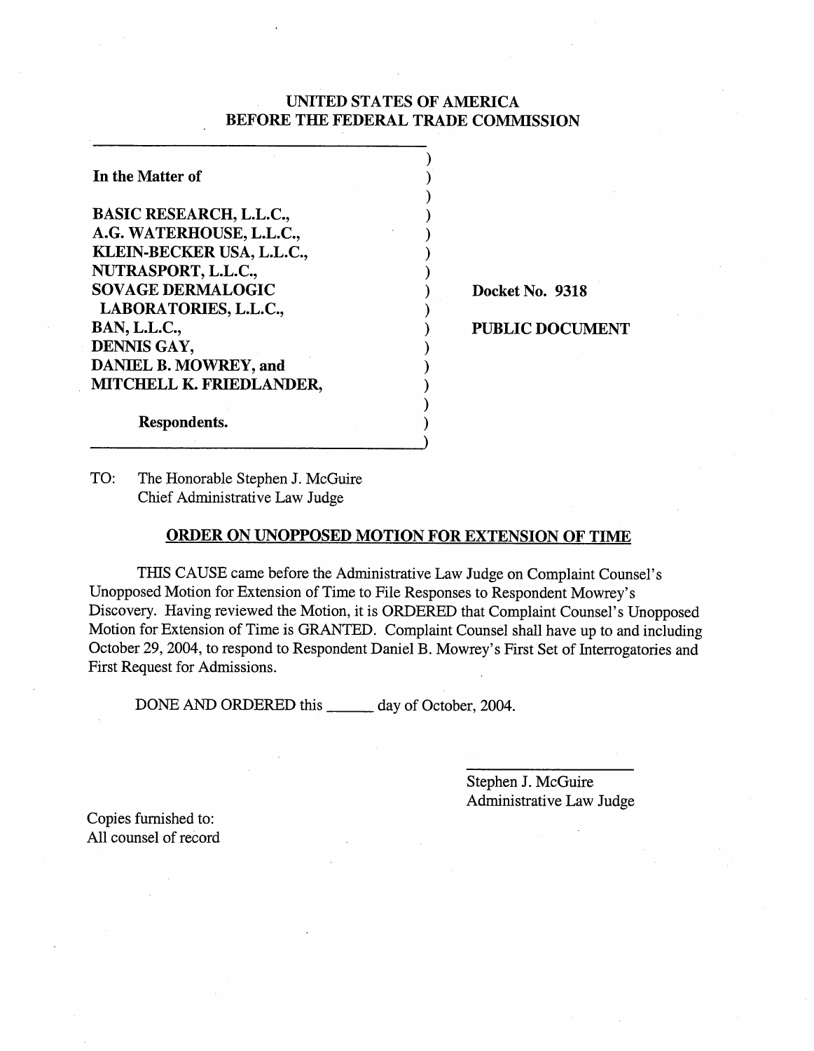UNITED STATES OF AMERICA
BEFORE THE FEDERAL TRADE COMMISSION

| | |
|---|---|
| **In the Matter of** | |
| **BASIC RESEARCH, L.L.C.,** | |
| **A.G. WATERHOUSE, L.L.C.,** | |
| **KLEIN-BECKER USA, L.L.C.,** | |
| **NUTRASPORT, L.L.C.,** | |
| **SOVAGE DERMALOGIC LABORATORIES, L.L.C.,** | **Docket No. 9318** |
| **BAN, L.L.C.,** | **PUBLIC DOCUMENT** |
| **DENNIS GAY,** | |
| **DANIEL B. MOWREY, and** | |
| **MITCHELL K. FRIEDLANDER,** | |
| **Respondents.** | |

TO: The Honorable Stephen J. McGuire
Chief Administrative Law Judge

## ORDER ON UNOPPOSED MOTION FOR EXTENSION OF TIME

THIS CAUSE came before the Administrative Law Judge on Complaint Counsel's Unopposed Motion for Extension of Time to File Responses to Respondent Mowrey's Discovery. Having reviewed the Motion, it is ORDERED that Complaint Counsel's Unopposed Motion for Extension of Time is GRANTED. Complaint Counsel shall have up to and including October 29, 2004, to respond to Respondent Daniel B. Mowrey's First Set of Interrogatories and First Request for Admissions.

DONE AND ORDERED this ______ day of October, 2004.

Stephen J. McGuire
Administrative Law Judge

Copies furnished to:
All counsel of record